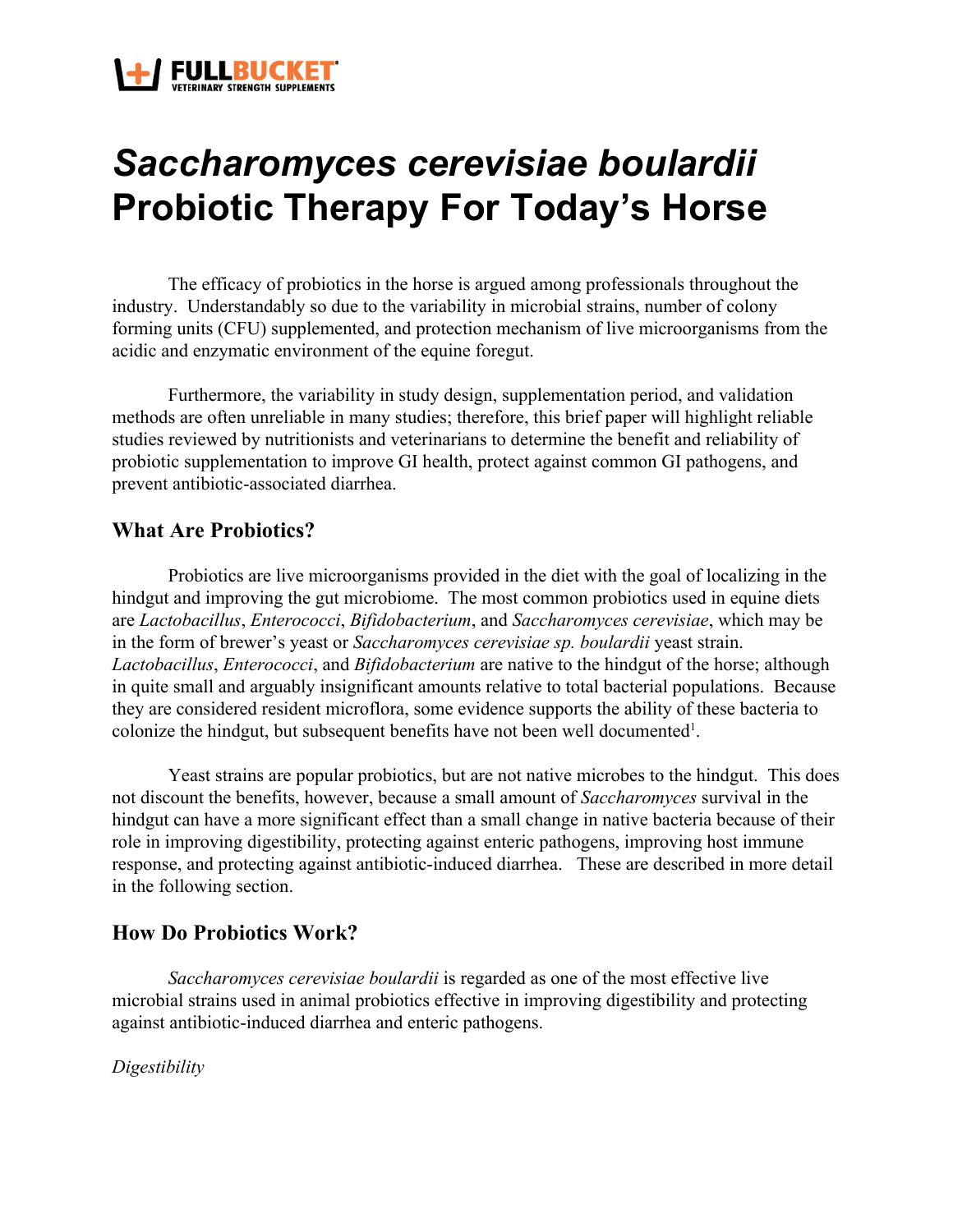# *Saccharomyces cerevisiae boulardii* Probiotic Therapy For Today's Horse

The efficacy of probiotics in the horse is argued among professionals throughout the industry. Understandably so due to the variability in microbial strains, number of colony forming units (CFU) supplemented, and protection mechanism of live microorganisms from the acidic and enzymatic environment of the equine foregut.

Furthermore, the variability in study design, supplementation period, and validation methods are often unreliable in many studies; therefore, this brief paper will highlight reliable studies reviewed by nutritionists and veterinarians to determine the benefit and reliability of probiotic supplementation to improve GI health, protect against common GI pathogens, and prevent antibiotic-associated diarrhea.

## What Are Probiotics?

Probiotics are live microorganisms provided in the diet with the goal of localizing in the hindgut and improving the gut microbiome. The most common probiotics used in equine diets are *Lactobacillus*, *Enterococci*, *Bifidobacterium*, and *Saccharomyces cerevisiae*, which may be in the form of brewer's yeast or *Saccharomyces cerevisiae sp. boulardii* yeast strain. *Lactobacillus*, *Enterococci*, and *Bifidobacterium* are native to the hindgut of the horse; although in quite small and arguably insignificant amounts relative to total bacterial populations. Because they are considered resident microflora, some evidence supports the ability of these bacteria to colonize the hindgut, but subsequent benefits have not been well documented[1].

Yeast strains are popular probiotics, but are not native microbes to the hindgut. This does not discount the benefits, however, because a small amount of *Saccharomyces* survival in the hindgut can have a more significant effect than a small change in native bacteria because of their role in improving digestibility, protecting against enteric pathogens, improving host immune response, and protecting against antibiotic-induced diarrhea. These are described in more detail in the following section.

## How Do Probiotics Work?

*Saccharomyces cerevisiae boulardii* is regarded as one of the most effective live microbial strains used in animal probiotics effective in improving digestibility and protecting against antibiotic-induced diarrhea and enteric pathogens.

*Digestibility*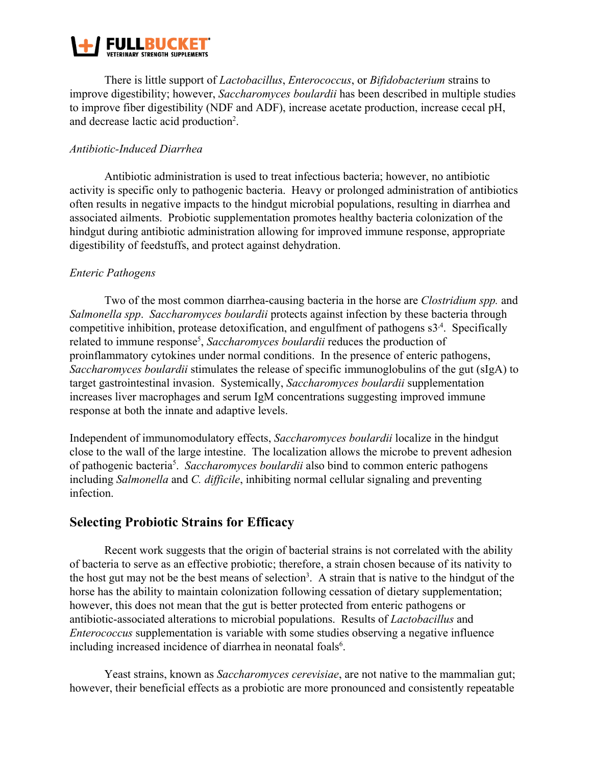There is little support of *Lactobacillus*, *Enterococcus*, or *Bifidobacterium* strains to improve digestibility; however, *Saccharomyces boulardii* has been described in multiple studies to improve fiber digestibility (NDF and ADF), increase acetate production, increase cecal pH, and decrease lactic acid production[2].

*Antibiotic-Induced Diarrhea*

Antibiotic administration is used to treat infectious bacteria; however, no antibiotic activity is specific only to pathogenic bacteria. Heavy or prolonged administration of antibiotics often results in negative impacts to the hindgut microbial populations, resulting in diarrhea and associated ailments. Probiotic supplementation promotes healthy bacteria colonization of the hindgut during antibiotic administration allowing for improved immune response, appropriate digestibility of feedstuffs, and protect against dehydration.

*Enteric Pathogens*

Two of the most common diarrhea-causing bacteria in the horse are *Clostridium spp.* and *Salmonella spp*. *Saccharomyces boulardii* protects against infection by these bacteria through competitive inhibition, protease detoxification, and engulfment of pathogens s[3,4]. Specifically related to immune response[5], *Saccharomyces boulardii* reduces the production of proinflammatory cytokines under normal conditions. In the presence of enteric pathogens, *Saccharomyces boulardii* stimulates the release of specific immunoglobulins of the gut (sIgA) to target gastrointestinal invasion. Systemically, *Saccharomyces boulardii* supplementation increases liver macrophages and serum IgM concentrations suggesting improved immune response at both the innate and adaptive levels.

Independent of immunomodulatory effects, *Saccharomyces boulardii* localize in the hindgut close to the wall of the large intestine. The localization allows the microbe to prevent adhesion of pathogenic bacteria[5]. *Saccharomyces boulardii* also bind to common enteric pathogens including *Salmonella* and *C. difficile*, inhibiting normal cellular signaling and preventing infection.

## Selecting Probiotic Strains for Efficacy

Recent work suggests that the origin of bacterial strains is not correlated with the ability of bacteria to serve as an effective probiotic; therefore, a strain chosen because of its nativity to the host gut may not be the best means of selection[3]. A strain that is native to the hindgut of the horse has the ability to maintain colonization following cessation of dietary supplementation; however, this does not mean that the gut is better protected from enteric pathogens or antibiotic-associated alterations to microbial populations. Results of *Lactobacillus* and *Enterococcus* supplementation is variable with some studies observing a negative influence including increased incidence of diarrhea in neonatal foals[6].

Yeast strains, known as *Saccharomyces cerevisiae*, are not native to the mammalian gut; however, their beneficial effects as a probiotic are more pronounced and consistently repeatable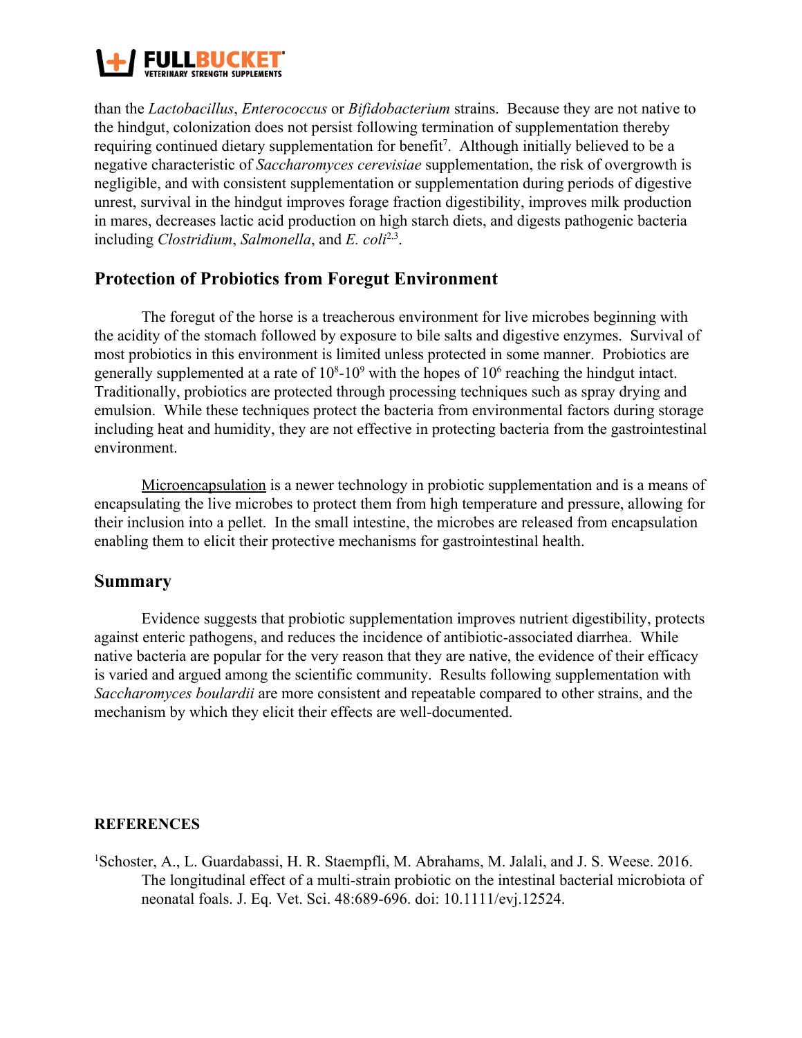than the *Lactobacillus*, *Enterococcus* or *Bifidobacterium* strains. Because they are not native to the hindgut, colonization does not persist following termination of supplementation thereby requiring continued dietary supplementation for benefit[7]. Although initially believed to be a negative characteristic of *Saccharomyces cerevisiae* supplementation, the risk of overgrowth is negligible, and with consistent supplementation or supplementation during periods of digestive unrest, survival in the hindgut improves forage fraction digestibility, improves milk production in mares, decreases lactic acid production on high starch diets, and digests pathogenic bacteria including *Clostridium*, *Salmonella*, and *E. coli*[2,3].

## Protection of Probiotics from Foregut Environment

The foregut of the horse is a treacherous environment for live microbes beginning with the acidity of the stomach followed by exposure to bile salts and digestive enzymes. Survival of most probiotics in this environment is limited unless protected in some manner. Probiotics are generally supplemented at a rate of $10^8$-$10^9$ with the hopes of $10^6$ reaching the hindgut intact. Traditionally, probiotics are protected through processing techniques such as spray drying and emulsion. While these techniques protect the bacteria from environmental factors during storage including heat and humidity, they are not effective in protecting bacteria from the gastrointestinal environment.

Microencapsulation is a newer technology in probiotic supplementation and is a means of encapsulating the live microbes to protect them from high temperature and pressure, allowing for their inclusion into a pellet. In the small intestine, the microbes are released from encapsulation enabling them to elicit their protective mechanisms for gastrointestinal health.

## Summary

Evidence suggests that probiotic supplementation improves nutrient digestibility, protects against enteric pathogens, and reduces the incidence of antibiotic-associated diarrhea. While native bacteria are popular for the very reason that they are native, the evidence of their efficacy is varied and argued among the scientific community. Results following supplementation with *Saccharomyces boulardii* are more consistent and repeatable compared to other strains, and the mechanism by which they elicit their effects are well-documented.

**REFERENCES**

[1]Schoster, A., L. Guardabassi, H. R. Staempfli, M. Abrahams, M. Jalali, and J. S. Weese. 2016. The longitudinal effect of a multi-strain probiotic on the intestinal bacterial microbiota of neonatal foals. J. Eq. Vet. Sci. 48:689-696. doi: 10.1111/evj.12524.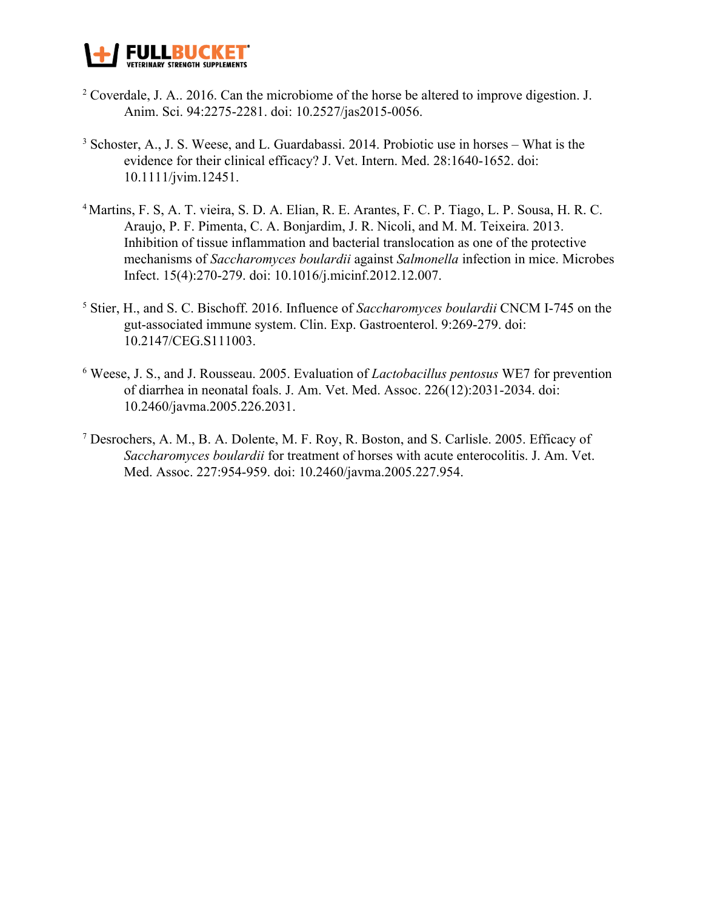[2] Coverdale, J. A.. 2016. Can the microbiome of the horse be altered to improve digestion. J. Anim. Sci. 94:2275-2281. doi: 10.2527/jas2015-0056.

[3] Schoster, A., J. S. Weese, and L. Guardabassi. 2014. Probiotic use in horses – What is the evidence for their clinical efficacy? J. Vet. Intern. Med. 28:1640-1652. doi: 10.1111/jvim.12451.

[4] Martins, F. S, A. T. vieira, S. D. A. Elian, R. E. Arantes, F. C. P. Tiago, L. P. Sousa, H. R. C. Araujo, P. F. Pimenta, C. A. Bonjardim, J. R. Nicoli, and M. M. Teixeira. 2013. Inhibition of tissue inflammation and bacterial translocation as one of the protective mechanisms of *Saccharomyces boulardii* against *Salmonella* infection in mice. Microbes Infect. 15(4):270-279. doi: 10.1016/j.micinf.2012.12.007.

[5] Stier, H., and S. C. Bischoff. 2016. Influence of *Saccharomyces boulardii* CNCM I-745 on the gut-associated immune system. Clin. Exp. Gastroenterol. 9:269-279. doi: 10.2147/CEG.S111003.

[6] Weese, J. S., and J. Rousseau. 2005. Evaluation of *Lactobacillus pentosus* WE7 for prevention of diarrhea in neonatal foals. J. Am. Vet. Med. Assoc. 226(12):2031-2034. doi: 10.2460/javma.2005.226.2031.

[7] Desrochers, A. M., B. A. Dolente, M. F. Roy, R. Boston, and S. Carlisle. 2005. Efficacy of *Saccharomyces boulardii* for treatment of horses with acute enterocolitis. J. Am. Vet. Med. Assoc. 227:954-959. doi: 10.2460/javma.2005.227.954.